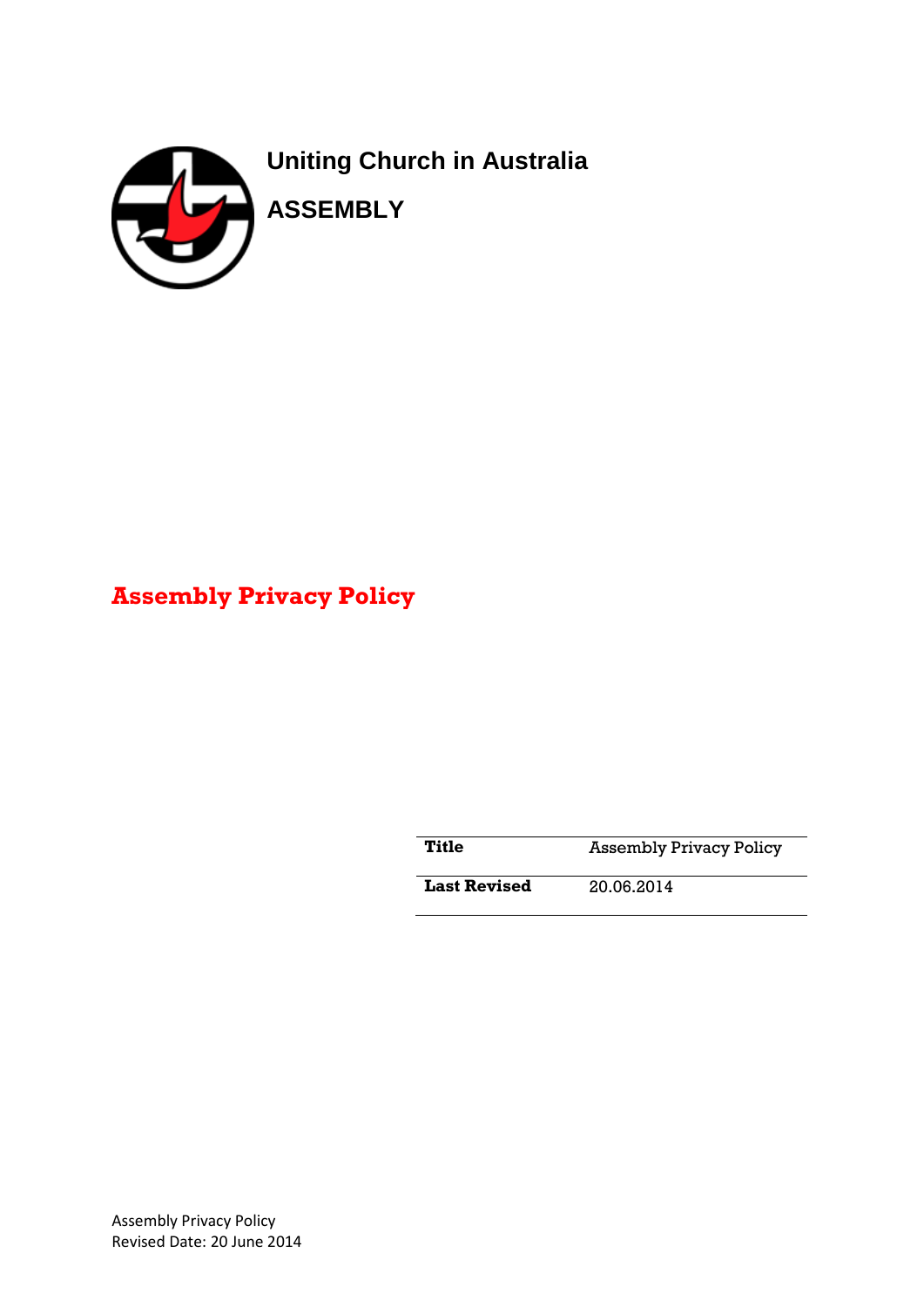**Uniting Church in Australia**

**ASSEMBLY**

# Assembly Privacy Policy

| Title | Assembly Privacy Policy |
|---|---|
| Last Revised | 20.06.2014 |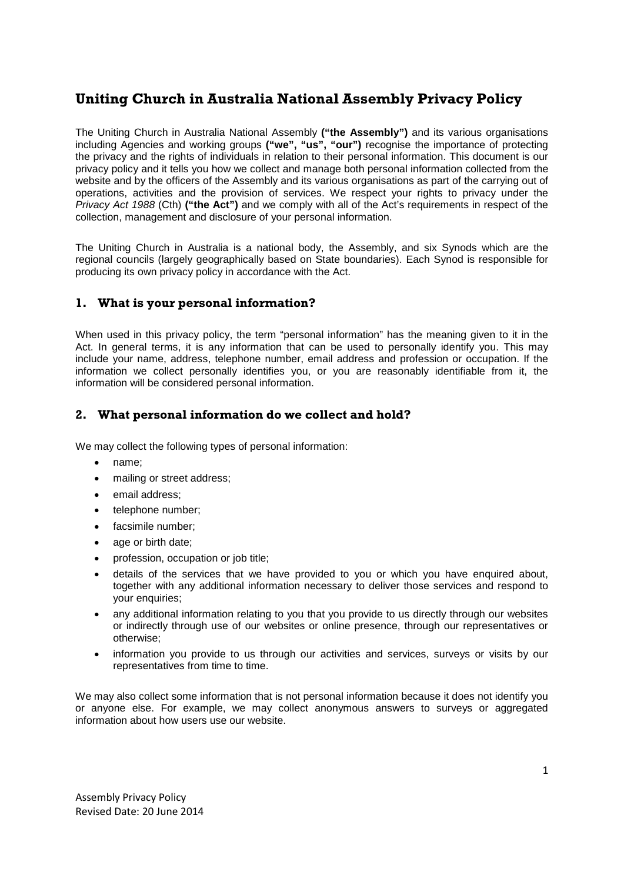# Uniting Church in Australia National Assembly Privacy Policy

The Uniting Church in Australia National Assembly **("the Assembly")** and its various organisations including Agencies and working groups **("we", "us", "our")** recognise the importance of protecting the privacy and the rights of individuals in relation to their personal information. This document is our privacy policy and it tells you how we collect and manage both personal information collected from the website and by the officers of the Assembly and its various organisations as part of the carrying out of operations, activities and the provision of services. We respect your rights to privacy under the *Privacy Act 1988* (Cth) **("the Act")** and we comply with all of the Act's requirements in respect of the collection, management and disclosure of your personal information.

The Uniting Church in Australia is a national body, the Assembly, and six Synods which are the regional councils (largely geographically based on State boundaries). Each Synod is responsible for producing its own privacy policy in accordance with the Act.

## 1. What is your personal information?

When used in this privacy policy, the term "personal information" has the meaning given to it in the Act. In general terms, it is any information that can be used to personally identify you. This may include your name, address, telephone number, email address and profession or occupation. If the information we collect personally identifies you, or you are reasonably identifiable from it, the information will be considered personal information.

## 2. What personal information do we collect and hold?

We may collect the following types of personal information:

- name;
- mailing or street address;
- email address;
- telephone number;
- facsimile number;
- age or birth date;
- profession, occupation or job title;
- details of the services that we have provided to you or which you have enquired about, together with any additional information necessary to deliver those services and respond to your enquiries;
- any additional information relating to you that you provide to us directly through our websites or indirectly through use of our websites or online presence, through our representatives or otherwise;
- information you provide to us through our activities and services, surveys or visits by our representatives from time to time.

We may also collect some information that is not personal information because it does not identify you or anyone else. For example, we may collect anonymous answers to surveys or aggregated information about how users use our website.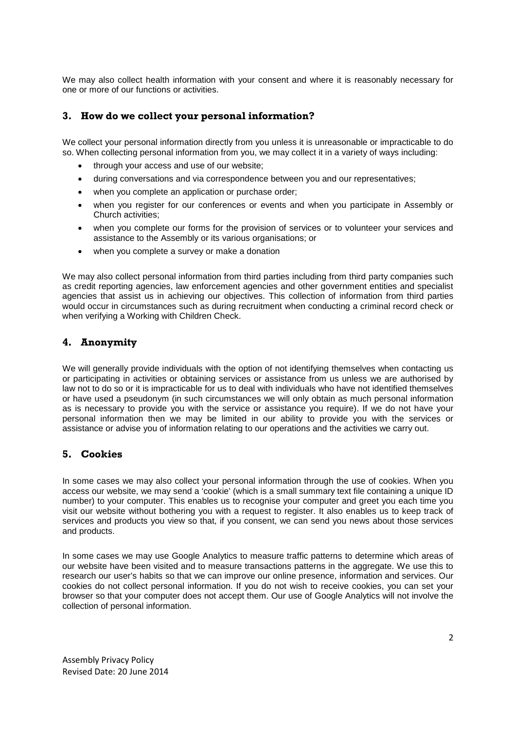We may also collect health information with your consent and where it is reasonably necessary for one or more of our functions or activities.

## 3. How do we collect your personal information?

We collect your personal information directly from you unless it is unreasonable or impracticable to do so. When collecting personal information from you, we may collect it in a variety of ways including:

- through your access and use of our website;
- during conversations and via correspondence between you and our representatives;
- when you complete an application or purchase order;
- when you register for our conferences or events and when you participate in Assembly or Church activities;
- when you complete our forms for the provision of services or to volunteer your services and assistance to the Assembly or its various organisations; or
- when you complete a survey or make a donation

We may also collect personal information from third parties including from third party companies such as credit reporting agencies, law enforcement agencies and other government entities and specialist agencies that assist us in achieving our objectives. This collection of information from third parties would occur in circumstances such as during recruitment when conducting a criminal record check or when verifying a Working with Children Check.

## 4. Anonymity

We will generally provide individuals with the option of not identifying themselves when contacting us or participating in activities or obtaining services or assistance from us unless we are authorised by law not to do so or it is impracticable for us to deal with individuals who have not identified themselves or have used a pseudonym (in such circumstances we will only obtain as much personal information as is necessary to provide you with the service or assistance you require). If we do not have your personal information then we may be limited in our ability to provide you with the services or assistance or advise you of information relating to our operations and the activities we carry out.

## 5. Cookies

In some cases we may also collect your personal information through the use of cookies. When you access our website, we may send a 'cookie' (which is a small summary text file containing a unique ID number) to your computer. This enables us to recognise your computer and greet you each time you visit our website without bothering you with a request to register. It also enables us to keep track of services and products you view so that, if you consent, we can send you news about those services and products.

In some cases we may use Google Analytics to measure traffic patterns to determine which areas of our website have been visited and to measure transactions patterns in the aggregate. We use this to research our user's habits so that we can improve our online presence, information and services. Our cookies do not collect personal information. If you do not wish to receive cookies, you can set your browser so that your computer does not accept them. Our use of Google Analytics will not involve the collection of personal information.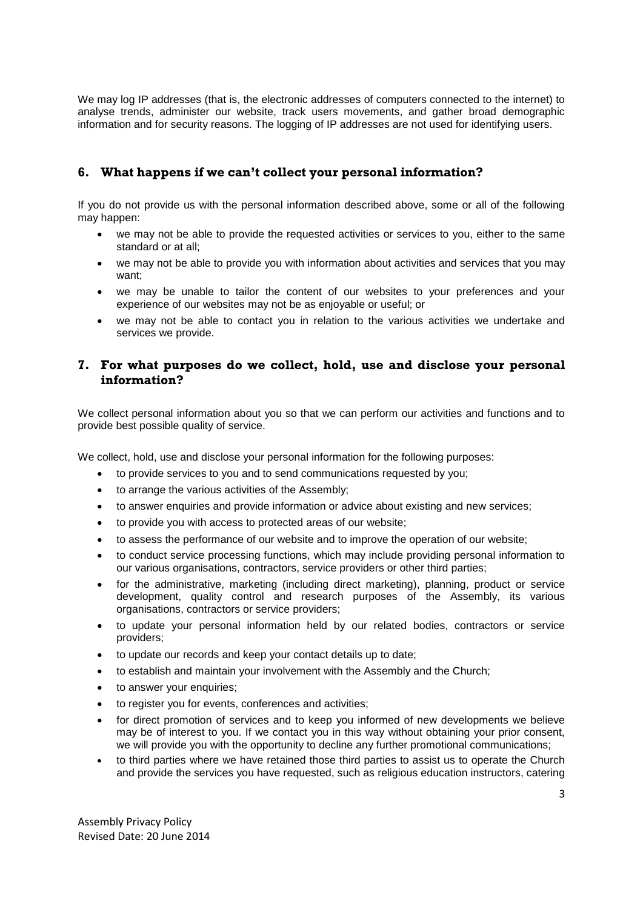We may log IP addresses (that is, the electronic addresses of computers connected to the internet) to analyse trends, administer our website, track users movements, and gather broad demographic information and for security reasons. The logging of IP addresses are not used for identifying users.

## 6. What happens if we can't collect your personal information?

If you do not provide us with the personal information described above, some or all of the following may happen:

- we may not be able to provide the requested activities or services to you, either to the same standard or at all;
- we may not be able to provide you with information about activities and services that you may want;
- we may be unable to tailor the content of our websites to your preferences and your experience of our websites may not be as enjoyable or useful; or
- we may not be able to contact you in relation to the various activities we undertake and services we provide.

## 7. For what purposes do we collect, hold, use and disclose your personal information?

We collect personal information about you so that we can perform our activities and functions and to provide best possible quality of service.

We collect, hold, use and disclose your personal information for the following purposes:

- to provide services to you and to send communications requested by you;
- to arrange the various activities of the Assembly;
- to answer enquiries and provide information or advice about existing and new services;
- to provide you with access to protected areas of our website;
- to assess the performance of our website and to improve the operation of our website;
- to conduct service processing functions, which may include providing personal information to our various organisations, contractors, service providers or other third parties;
- for the administrative, marketing (including direct marketing), planning, product or service development, quality control and research purposes of the Assembly, its various organisations, contractors or service providers;
- to update your personal information held by our related bodies, contractors or service providers;
- to update our records and keep your contact details up to date;
- to establish and maintain your involvement with the Assembly and the Church;
- to answer your enquiries;
- to register you for events, conferences and activities;
- for direct promotion of services and to keep you informed of new developments we believe may be of interest to you. If we contact you in this way without obtaining your prior consent, we will provide you with the opportunity to decline any further promotional communications;
- to third parties where we have retained those third parties to assist us to operate the Church and provide the services you have requested, such as religious education instructors, catering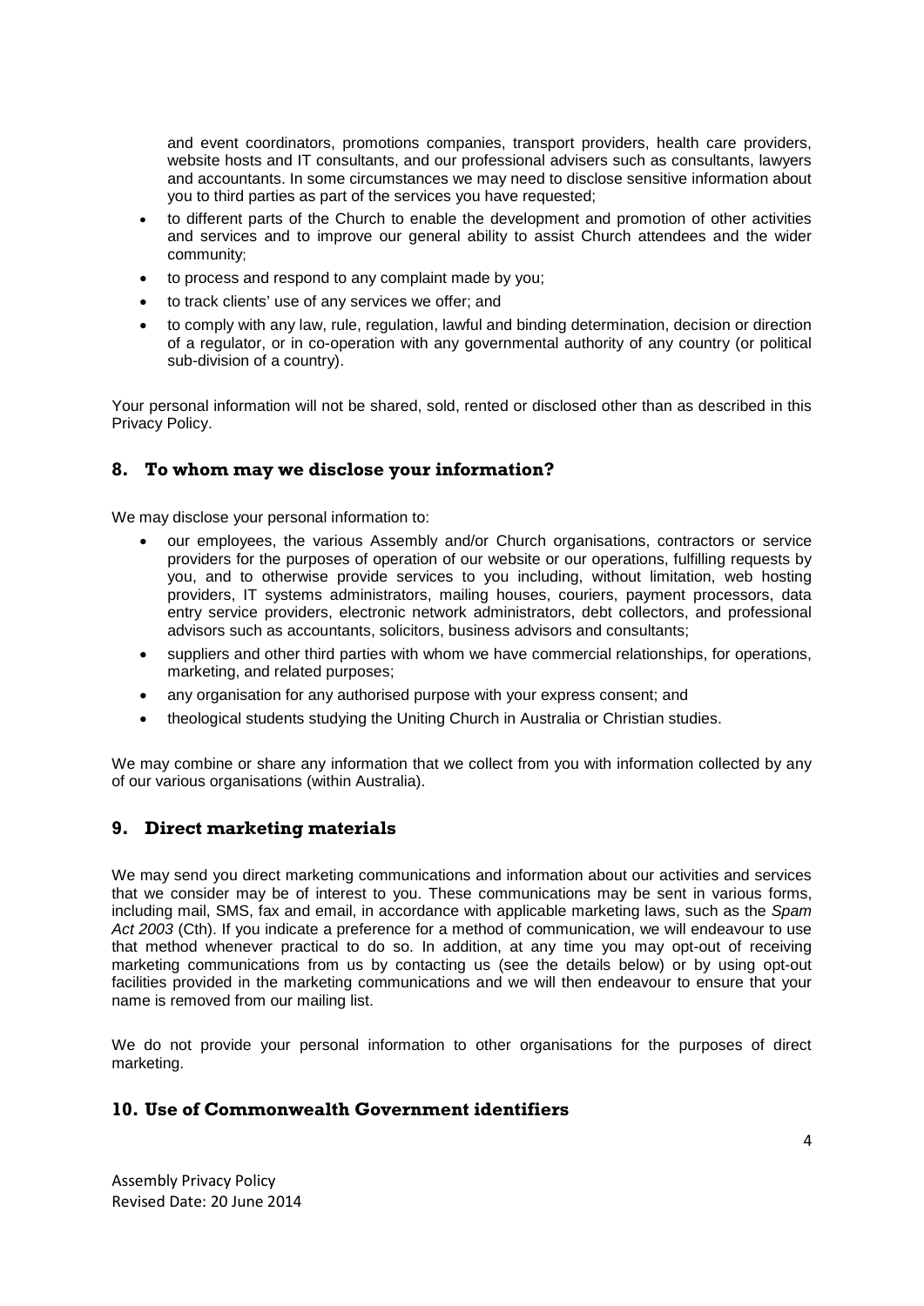and event coordinators, promotions companies, transport providers, health care providers, website hosts and IT consultants, and our professional advisers such as consultants, lawyers and accountants. In some circumstances we may need to disclose sensitive information about you to third parties as part of the services you have requested;

- to different parts of the Church to enable the development and promotion of other activities and services and to improve our general ability to assist Church attendees and the wider community;
- to process and respond to any complaint made by you;
- to track clients' use of any services we offer; and
- to comply with any law, rule, regulation, lawful and binding determination, decision or direction of a regulator, or in co-operation with any governmental authority of any country (or political sub-division of a country).

Your personal information will not be shared, sold, rented or disclosed other than as described in this Privacy Policy.

## 8. To whom may we disclose your information?

We may disclose your personal information to:

- our employees, the various Assembly and/or Church organisations, contractors or service providers for the purposes of operation of our website or our operations, fulfilling requests by you, and to otherwise provide services to you including, without limitation, web hosting providers, IT systems administrators, mailing houses, couriers, payment processors, data entry service providers, electronic network administrators, debt collectors, and professional advisors such as accountants, solicitors, business advisors and consultants;
- suppliers and other third parties with whom we have commercial relationships, for operations, marketing, and related purposes;
- any organisation for any authorised purpose with your express consent; and
- theological students studying the Uniting Church in Australia or Christian studies.

We may combine or share any information that we collect from you with information collected by any of our various organisations (within Australia).

## 9. Direct marketing materials

We may send you direct marketing communications and information about our activities and services that we consider may be of interest to you. These communications may be sent in various forms, including mail, SMS, fax and email, in accordance with applicable marketing laws, such as the *Spam Act 2003* (Cth). If you indicate a preference for a method of communication, we will endeavour to use that method whenever practical to do so. In addition, at any time you may opt-out of receiving marketing communications from us by contacting us (see the details below) or by using opt-out facilities provided in the marketing communications and we will then endeavour to ensure that your name is removed from our mailing list.

We do not provide your personal information to other organisations for the purposes of direct marketing.

## 10. Use of Commonwealth Government identifiers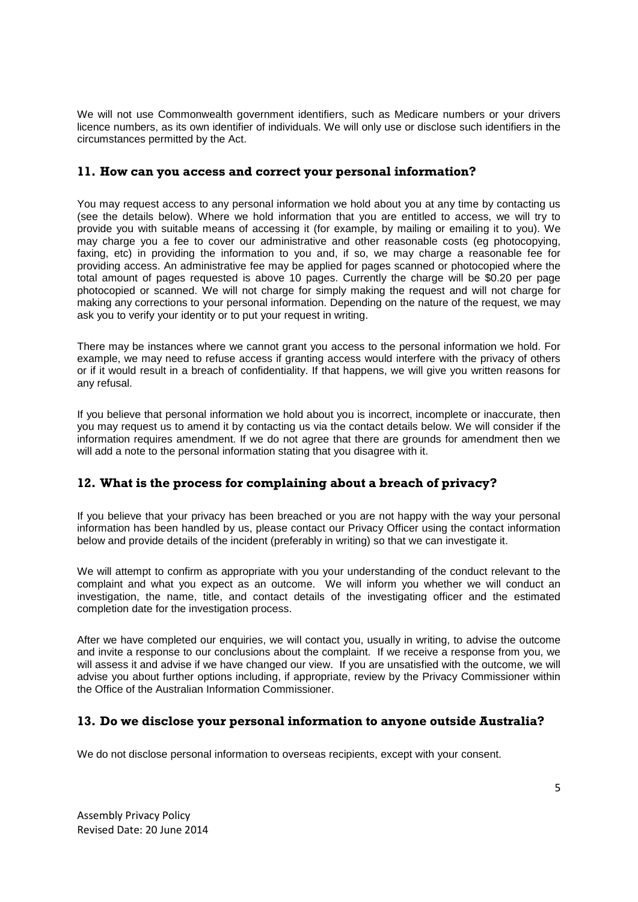We will not use Commonwealth government identifiers, such as Medicare numbers or your drivers licence numbers, as its own identifier of individuals. We will only use or disclose such identifiers in the circumstances permitted by the Act.

## 11. How can you access and correct your personal information?

You may request access to any personal information we hold about you at any time by contacting us (see the details below). Where we hold information that you are entitled to access, we will try to provide you with suitable means of accessing it (for example, by mailing or emailing it to you). We may charge you a fee to cover our administrative and other reasonable costs (eg photocopying, faxing, etc) in providing the information to you and, if so, we may charge a reasonable fee for providing access. An administrative fee may be applied for pages scanned or photocopied where the total amount of pages requested is above 10 pages. Currently the charge will be $0.20 per page photocopied or scanned. We will not charge for simply making the request and will not charge for making any corrections to your personal information. Depending on the nature of the request, we may ask you to verify your identity or to put your request in writing.

There may be instances where we cannot grant you access to the personal information we hold. For example, we may need to refuse access if granting access would interfere with the privacy of others or if it would result in a breach of confidentiality. If that happens, we will give you written reasons for any refusal.

If you believe that personal information we hold about you is incorrect, incomplete or inaccurate, then you may request us to amend it by contacting us via the contact details below. We will consider if the information requires amendment. If we do not agree that there are grounds for amendment then we will add a note to the personal information stating that you disagree with it.

## 12. What is the process for complaining about a breach of privacy?

If you believe that your privacy has been breached or you are not happy with the way your personal information has been handled by us, please contact our Privacy Officer using the contact information below and provide details of the incident (preferably in writing) so that we can investigate it.

We will attempt to confirm as appropriate with you your understanding of the conduct relevant to the complaint and what you expect as an outcome. We will inform you whether we will conduct an investigation, the name, title, and contact details of the investigating officer and the estimated completion date for the investigation process.

After we have completed our enquiries, we will contact you, usually in writing, to advise the outcome and invite a response to our conclusions about the complaint. If we receive a response from you, we will assess it and advise if we have changed our view. If you are unsatisfied with the outcome, we will advise you about further options including, if appropriate, review by the Privacy Commissioner within the Office of the Australian Information Commissioner.

## 13. Do we disclose your personal information to anyone outside Australia?

We do not disclose personal information to overseas recipients, except with your consent.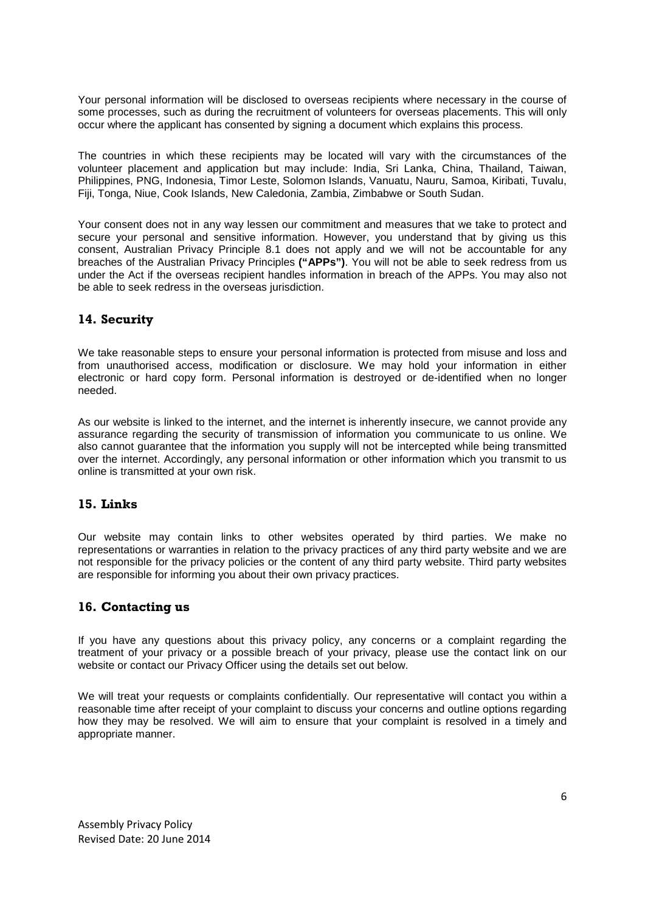Your personal information will be disclosed to overseas recipients where necessary in the course of some processes, such as during the recruitment of volunteers for overseas placements. This will only occur where the applicant has consented by signing a document which explains this process.

The countries in which these recipients may be located will vary with the circumstances of the volunteer placement and application but may include: India, Sri Lanka, China, Thailand, Taiwan, Philippines, PNG, Indonesia, Timor Leste, Solomon Islands, Vanuatu, Nauru, Samoa, Kiribati, Tuvalu, Fiji, Tonga, Niue, Cook Islands, New Caledonia, Zambia, Zimbabwe or South Sudan.

Your consent does not in any way lessen our commitment and measures that we take to protect and secure your personal and sensitive information. However, you understand that by giving us this consent, Australian Privacy Principle 8.1 does not apply and we will not be accountable for any breaches of the Australian Privacy Principles **("APPs")**. You will not be able to seek redress from us under the Act if the overseas recipient handles information in breach of the APPs. You may also not be able to seek redress in the overseas jurisdiction.

## 14. Security

We take reasonable steps to ensure your personal information is protected from misuse and loss and from unauthorised access, modification or disclosure. We may hold your information in either electronic or hard copy form. Personal information is destroyed or de-identified when no longer needed.

As our website is linked to the internet, and the internet is inherently insecure, we cannot provide any assurance regarding the security of transmission of information you communicate to us online. We also cannot guarantee that the information you supply will not be intercepted while being transmitted over the internet. Accordingly, any personal information or other information which you transmit to us online is transmitted at your own risk.

## 15. Links

Our website may contain links to other websites operated by third parties. We make no representations or warranties in relation to the privacy practices of any third party website and we are not responsible for the privacy policies or the content of any third party website. Third party websites are responsible for informing you about their own privacy practices.

## 16. Contacting us

If you have any questions about this privacy policy, any concerns or a complaint regarding the treatment of your privacy or a possible breach of your privacy, please use the contact link on our website or contact our Privacy Officer using the details set out below.

We will treat your requests or complaints confidentially. Our representative will contact you within a reasonable time after receipt of your complaint to discuss your concerns and outline options regarding how they may be resolved. We will aim to ensure that your complaint is resolved in a timely and appropriate manner.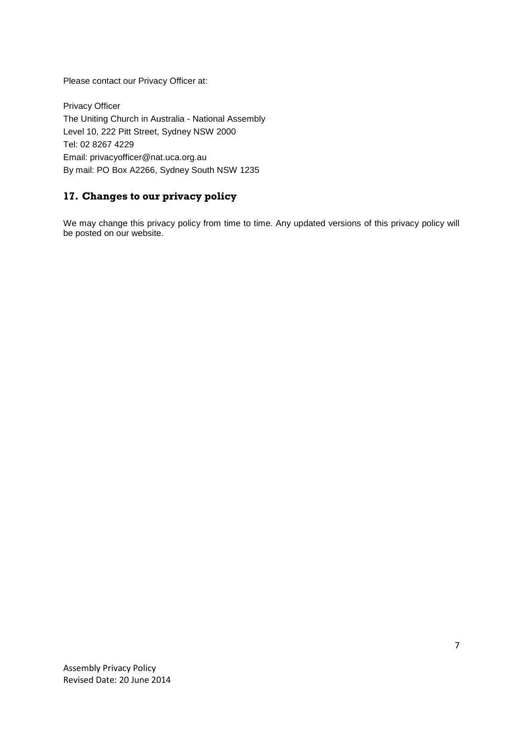Please contact our Privacy Officer at:

Privacy Officer
The Uniting Church in Australia - National Assembly
Level 10, 222 Pitt Street, Sydney NSW 2000
Tel: 02 8267 4229
Email: privacyofficer@nat.uca.org.au
By mail: PO Box A2266, Sydney South NSW 1235

## 17. Changes to our privacy policy

We may change this privacy policy from time to time. Any updated versions of this privacy policy will be posted on our website.